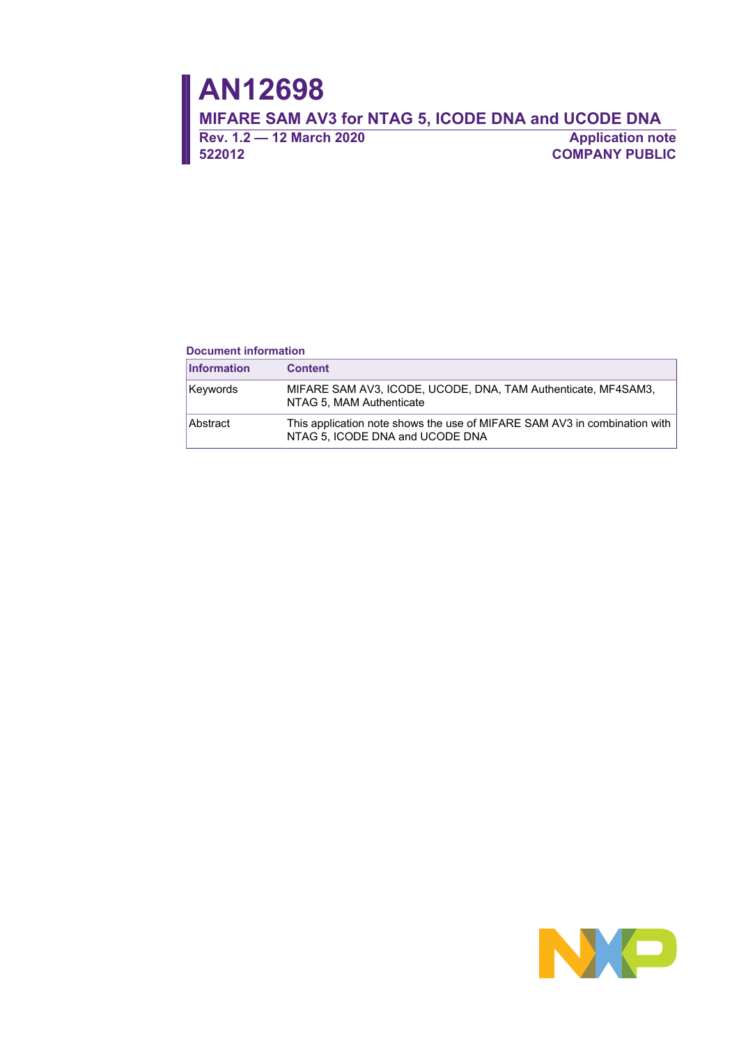# AN12698

## MIFARE SAM AV3 for NTAG 5, ICODE DNA and UCODE DNA

**Rev. 1.2 — 12 March 2020**
**522012**

**Application note**
**COMPANY PUBLIC**

**Document information**

| Information | Content |
|---|---|
| Keywords | MIFARE SAM AV3, ICODE, UCODE, DNA, TAM Authenticate, MF4SAM3, NTAG 5, MAM Authenticate |
| Abstract | This application note shows the use of MIFARE SAM AV3 in combination with NTAG 5, ICODE DNA and UCODE DNA |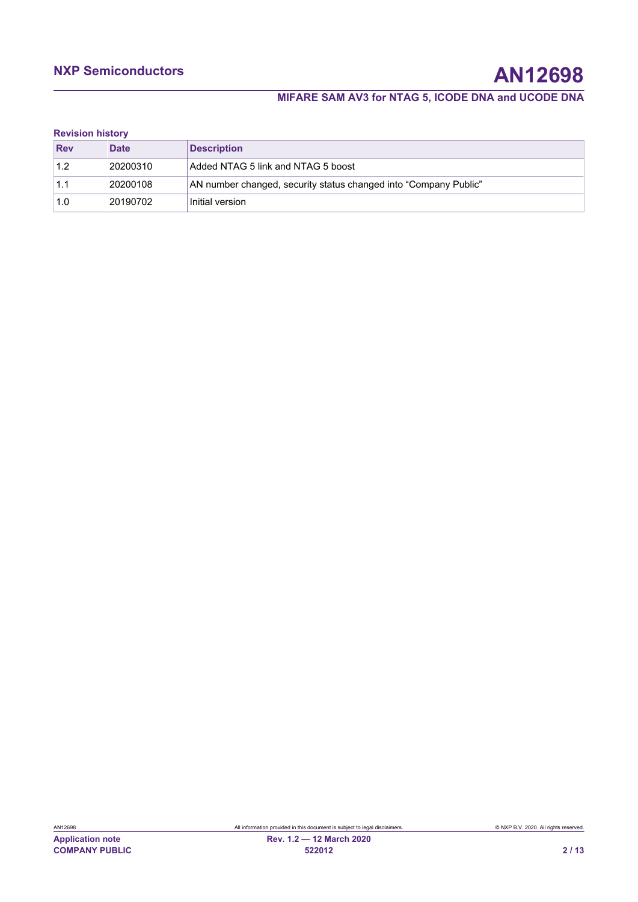**Revision history**

| Rev | Date | Description |
| --- | --- | --- |
| 1.2 | 20200310 | Added NTAG 5 link and NTAG 5 boost |
| 1.1 | 20200108 | AN number changed, security status changed into “Company Public” |
| 1.0 | 20190702 | Initial version |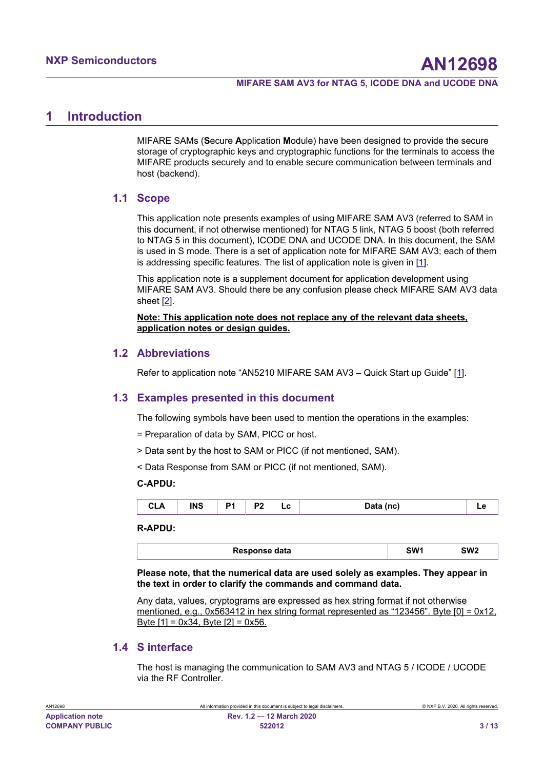# 1 Introduction

MIFARE SAMs (**S**ecure **A**pplication **M**odule) have been designed to provide the secure storage of cryptographic keys and cryptographic functions for the terminals to access the MIFARE products securely and to enable secure communication between terminals and host (backend).

## 1.1 Scope

This application note presents examples of using MIFARE SAM AV3 (referred to SAM in this document, if not otherwise mentioned) for NTAG 5 link, NTAG 5 boost (both referred to NTAG 5 in this document), ICODE DNA and UCODE DNA. In this document, the SAM is used in S mode. There is a set of application note for MIFARE SAM AV3; each of them is addressing specific features. The list of application note is given in [1].

This application note is a supplement document for application development using MIFARE SAM AV3. Should there be any confusion please check MIFARE SAM AV3 data sheet [2].

**Note: This application note does not replace any of the relevant data sheets, application notes or design guides.**

## 1.2 Abbreviations

Refer to application note "AN5210 MIFARE SAM AV3 – Quick Start up Guide" [1].

## 1.3 Examples presented in this document

The following symbols have been used to mention the operations in the examples:

= Preparation of data by SAM, PICC or host.

> Data sent by the host to SAM or PICC (if not mentioned, SAM).

< Data Response from SAM or PICC (if not mentioned, SAM).

**C-APDU:**

| CLA | INS | P1 | P2 | Lc | Data (nc) | Le |
|---|---|---|---|---|---|---|

**R-APDU:**

| Response data | SW1 | SW2 |
|---|---|---|

**Please note, that the numerical data are used solely as examples. They appear in the text in order to clarify the commands and command data.**

Any data, values, cryptograms are expressed as hex string format if not otherwise mentioned, e.g., 0x563412 in hex string format represented as "123456". Byte [0] = 0x12, Byte [1] = 0x34, Byte [2] = 0x56.

## 1.4 S interface

The host is managing the communication to SAM AV3 and NTAG 5 / ICODE / UCODE via the RF Controller.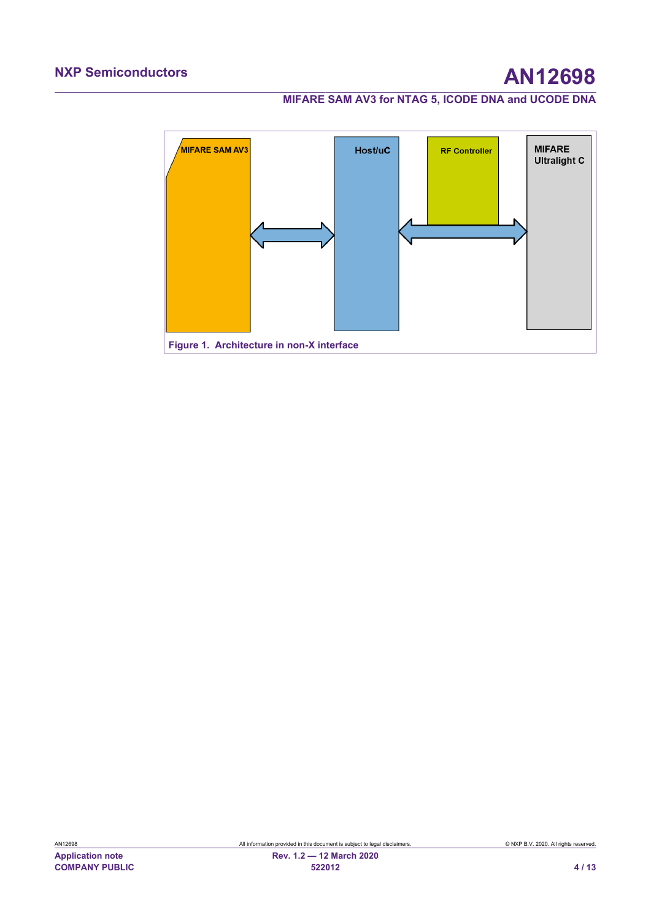MIFARE SAM AV3

Host/uC

RF Controller

MIFARE Ultralight C

Figure 1. Architecture in non-X interface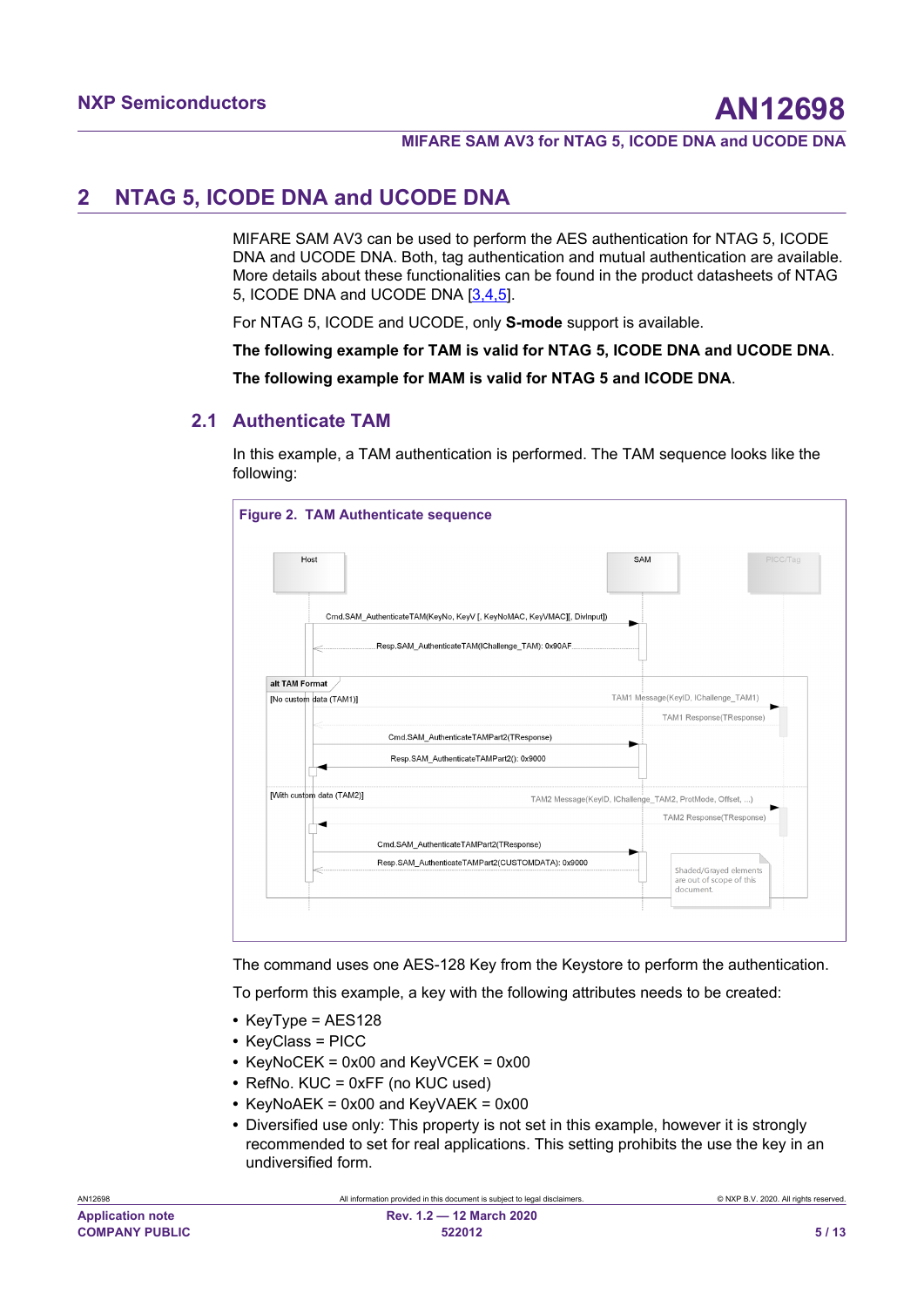# 2 NTAG 5, ICODE DNA and UCODE DNA

MIFARE SAM AV3 can be used to perform the AES authentication for NTAG 5, ICODE DNA and UCODE DNA. Both, tag authentication and mutual authentication are available. More details about these functionalities can be found in the product datasheets of NTAG 5, ICODE DNA and UCODE DNA [3,4,5].

For NTAG 5, ICODE and UCODE, only **S-mode** support is available.

**The following example for TAM is valid for NTAG 5, ICODE DNA and UCODE DNA**.

**The following example for MAM is valid for NTAG 5 and ICODE DNA**.

## 2.1 Authenticate TAM

In this example, a TAM authentication is performed. The TAM sequence looks like the following:

**Figure 2. TAM Authenticate sequence**

Host | SAM | PICC/Tag

Cmd.SAM_AuthenticateTAM(KeyNo, KeyV [, KeyNoMAC, KeyVMAC][, DivInput])

Resp.SAM_AuthenticateTAM(IChallenge_TAM): 0x90AF

alt TAM Format

[No custom data (TAM1)]

TAM1 Message(KeyID, IChallenge_TAM1)

TAM1 Response(TResponse)

Cmd.SAM_AuthenticateTAMPart2(TResponse)

Resp.SAM_AuthenticateTAMPart2(): 0x9000

[With custom data (TAM2)]

TAM2 Message(KeyID, IChallenge_TAM2, ProtMode, Offset, ...)

TAM2 Response(TResponse)

Cmd.SAM_AuthenticateTAMPart2(TResponse)

Resp.SAM_AuthenticateTAMPart2(CUSTOMDATA): 0x9000

Shaded/Grayed elements are out of scope of this document.

The command uses one AES-128 Key from the Keystore to perform the authentication.

To perform this example, a key with the following attributes needs to be created:

- KeyType = AES128
- KeyClass = PICC
- KeyNoCEK = 0x00 and KeyVCEK = 0x00
- RefNo. KUC = 0xFF (no KUC used)
- KeyNoAEK = 0x00 and KeyVAEK = 0x00
- Diversified use only: This property is not set in this example, however it is strongly recommended to set for real applications. This setting prohibits the use the key in an undiversified form.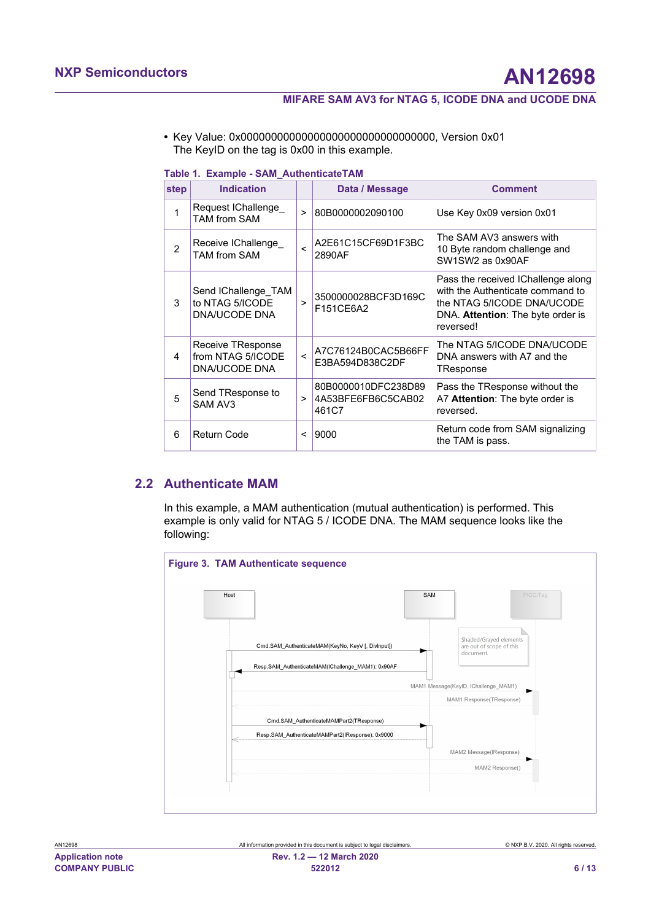- Key Value: 0x00000000000000000000000000000000, Version 0x01
  The KeyID on the tag is 0x00 in this example.

**Table 1. Example - SAM_AuthenticateTAM**

| step | Indication | | Data / Message | Comment |
|---|---|---|---|---|
| 1 | Request IChallenge_TAM from SAM | > | 80B0000002090100 | Use Key 0x09 version 0x01 |
| 2 | Receive IChallenge_TAM from SAM | < | A2E61C15CF69D1F3BC2890AF | The SAM AV3 answers with 10 Byte random challenge and SW1SW2 as 0x90AF |
| 3 | Send IChallenge_TAM to NTAG 5/ICODE DNA/UCODE DNA | > | 3500000028BCF3D169CF151CE6A2 | Pass the received IChallenge along with the Authenticate command to the NTAG 5/ICODE DNA/UCODE DNA. **Attention**: The byte order is reversed! |
| 4 | Receive TResponse from NTAG 5/ICODE DNA/UCODE DNA | < | A7C76124B0CAC5B66FFE3BA594D838C2DF | The NTAG 5/ICODE DNA/UCODE DNA answers with A7 and the TResponse |
| 5 | Send TResponse to SAM AV3 | > | 80B0000010DFC238D894A53BFE6FB6C5CAB02461C7 | Pass the TResponse without the A7 **Attention**: The byte order is reversed. |
| 6 | Return Code | < | 9000 | Return code from SAM signalizing the TAM is pass. |

## 2.2 Authenticate MAM

In this example, a MAM authentication (mutual authentication) is performed. This example is only valid for NTAG 5 / ICODE DNA. The MAM sequence looks like the following:

**Figure 3. TAM Authenticate sequence**

Host | SAM | PICC/Tag

Shaded/Grayed elements are out of scope of this document.

Cmd.SAM_AuthenticateMAM(KeyNo, KeyV [, DivInput])

Resp.SAM_AuthenticateMAM(IChallenge_MAM1): 0x90AF

MAM1 Message(KeyID, IChallenge_MAM1)

MAM1 Response(TResponse)

Cmd.SAM_AuthenticateMAMPart2(TResponse)

Resp.SAM_AuthenticateMAMPart2(IResponse): 0x9000

MAM2 Message(IResponse)

MAM2 Response()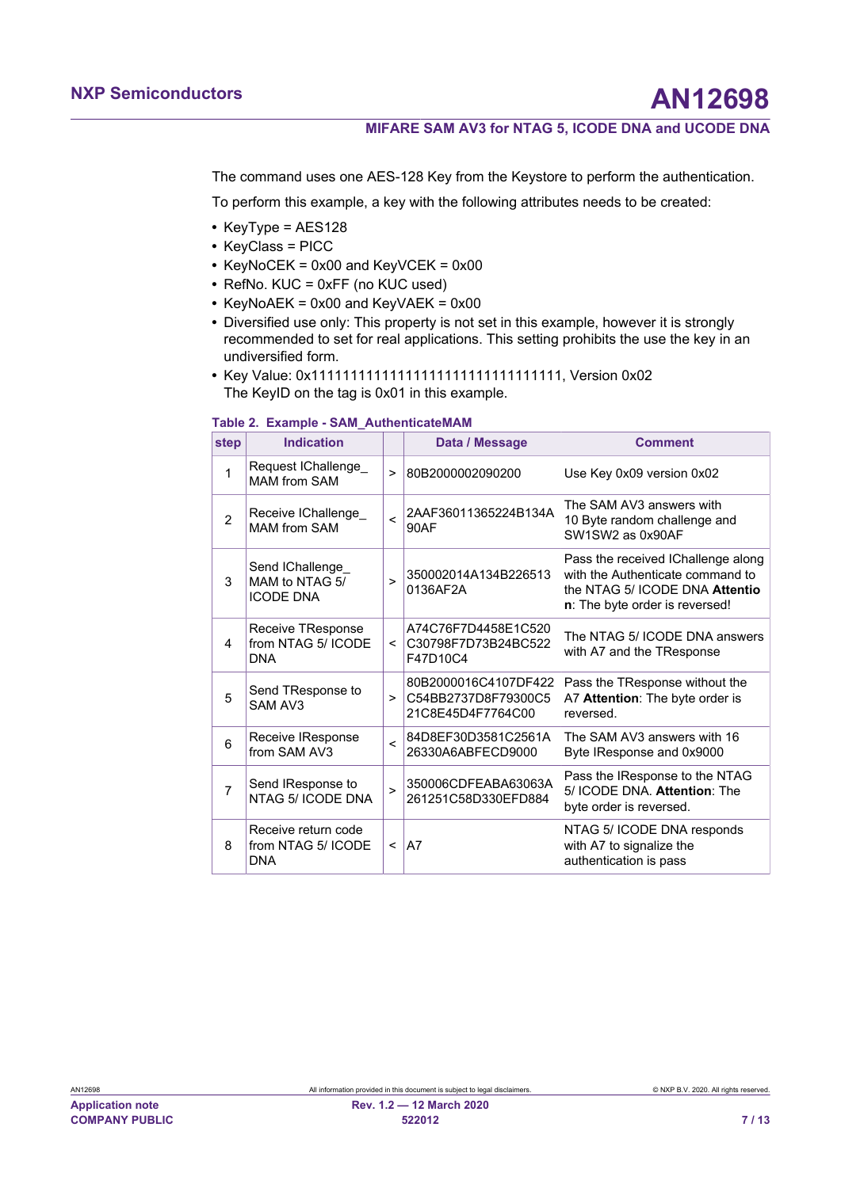The command uses one AES-128 Key from the Keystore to perform the authentication.

To perform this example, a key with the following attributes needs to be created:

- KeyType = AES128
- KeyClass = PICC
- KeyNoCEK = 0x00 and KeyVCEK = 0x00
- RefNo. KUC = 0xFF (no KUC used)
- KeyNoAEK = 0x00 and KeyVAEK = 0x00
- Diversified use only: This property is not set in this example, however it is strongly recommended to set for real applications. This setting prohibits the use the key in an undiversified form.
- Key Value: 0x11111111111111111111111111111111, Version 0x02
  The KeyID on the tag is 0x01 in this example.

**Table 2. Example - SAM_AuthenticateMAM**

| step | Indication | | Data / Message | Comment |
|---|---|---|---|---|
| 1 | Request IChallenge_ MAM from SAM | > | 80B2000002090200 | Use Key 0x09 version 0x02 |
| 2 | Receive IChallenge_ MAM from SAM | < | 2AAF36011365224B134A 90AF | The SAM AV3 answers with 10 Byte random challenge and SW1SW2 as 0x90AF |
| 3 | Send IChallenge_ MAM to NTAG 5/ ICODE DNA | > | 350002014A134B226513 0136AF2A | Pass the received IChallenge along with the Authenticate command to the NTAG 5/ ICODE DNA **Attention**: The byte order is reversed! |
| 4 | Receive TResponse from NTAG 5/ ICODE DNA | < | A74C76F7D4458E1C520 C30798F7D73B24BC522 F47D10C4 | The NTAG 5/ ICODE DNA answers with A7 and the TResponse |
| 5 | Send TResponse to SAM AV3 | > | 80B2000016C4107DF422 C54BB2737D8F79300C5 21C8E45D4F7764C00 | Pass the TResponse without the A7 **Attention**: The byte order is reversed. |
| 6 | Receive IResponse from SAM AV3 | < | 84D8EF30D3581C2561A 26330A6ABFECD9000 | The SAM AV3 answers with 16 Byte IResponse and 0x9000 |
| 7 | Send IResponse to NTAG 5/ ICODE DNA | > | 350006CDFEABA63063A 261251C58D330EFD884 | Pass the IResponse to the NTAG 5/ ICODE DNA. **Attention**: The byte order is reversed. |
| 8 | Receive return code from NTAG 5/ ICODE DNA | < | A7 | NTAG 5/ ICODE DNA responds with A7 to signalize the authentication is pass |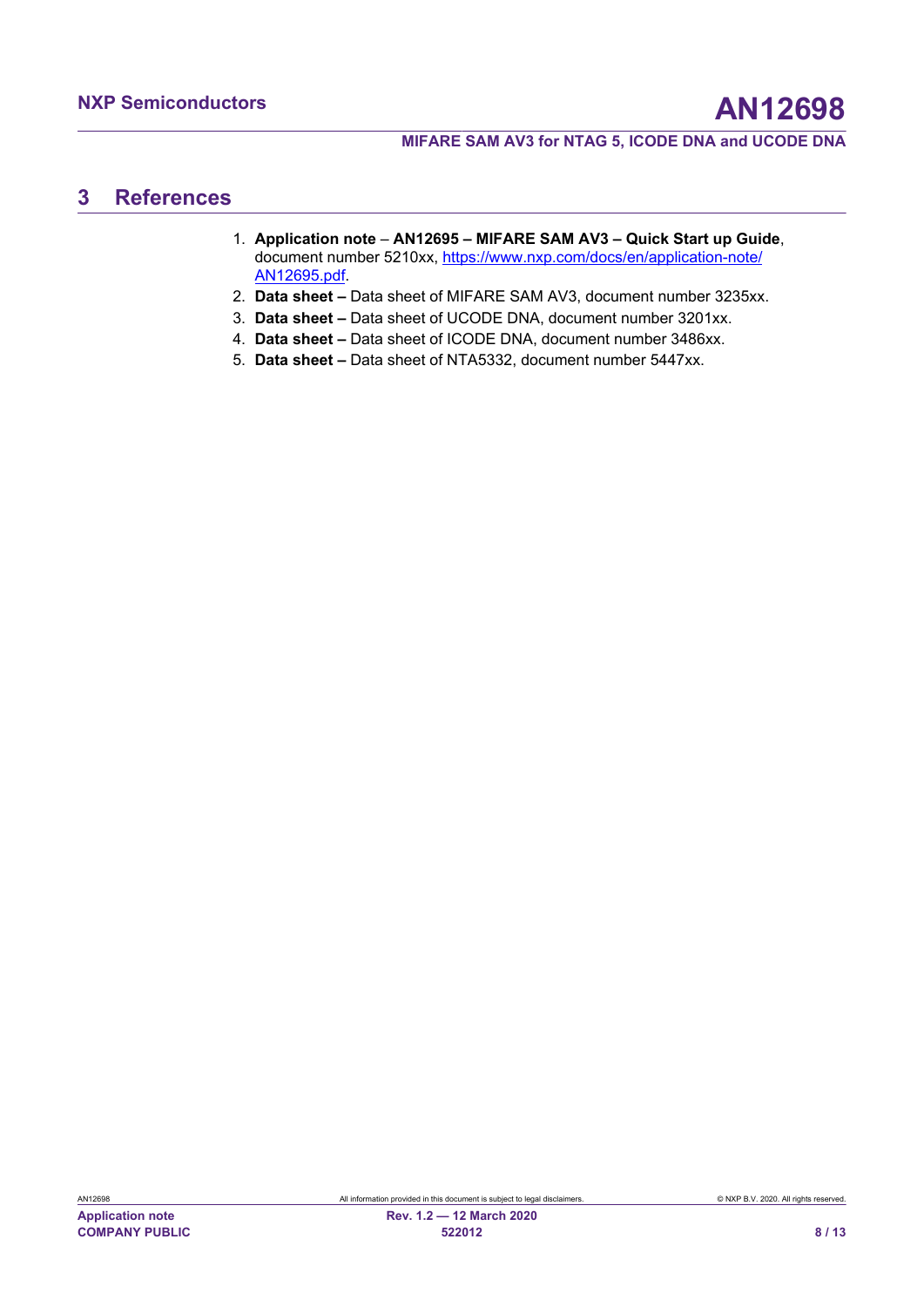# 3 References

1. **Application note** – **AN12695 – MIFARE SAM AV3 – Quick Start up Guide**, document number 5210xx, [https://www.nxp.com/docs/en/application-note/AN12695.pdf](https://www.nxp.com/docs/en/application-note/AN12695.pdf).
2. **Data sheet –** Data sheet of MIFARE SAM AV3, document number 3235xx.
3. **Data sheet –** Data sheet of UCODE DNA, document number 3201xx.
4. **Data sheet –** Data sheet of ICODE DNA, document number 3486xx.
5. **Data sheet –** Data sheet of NTA5332, document number 5447xx.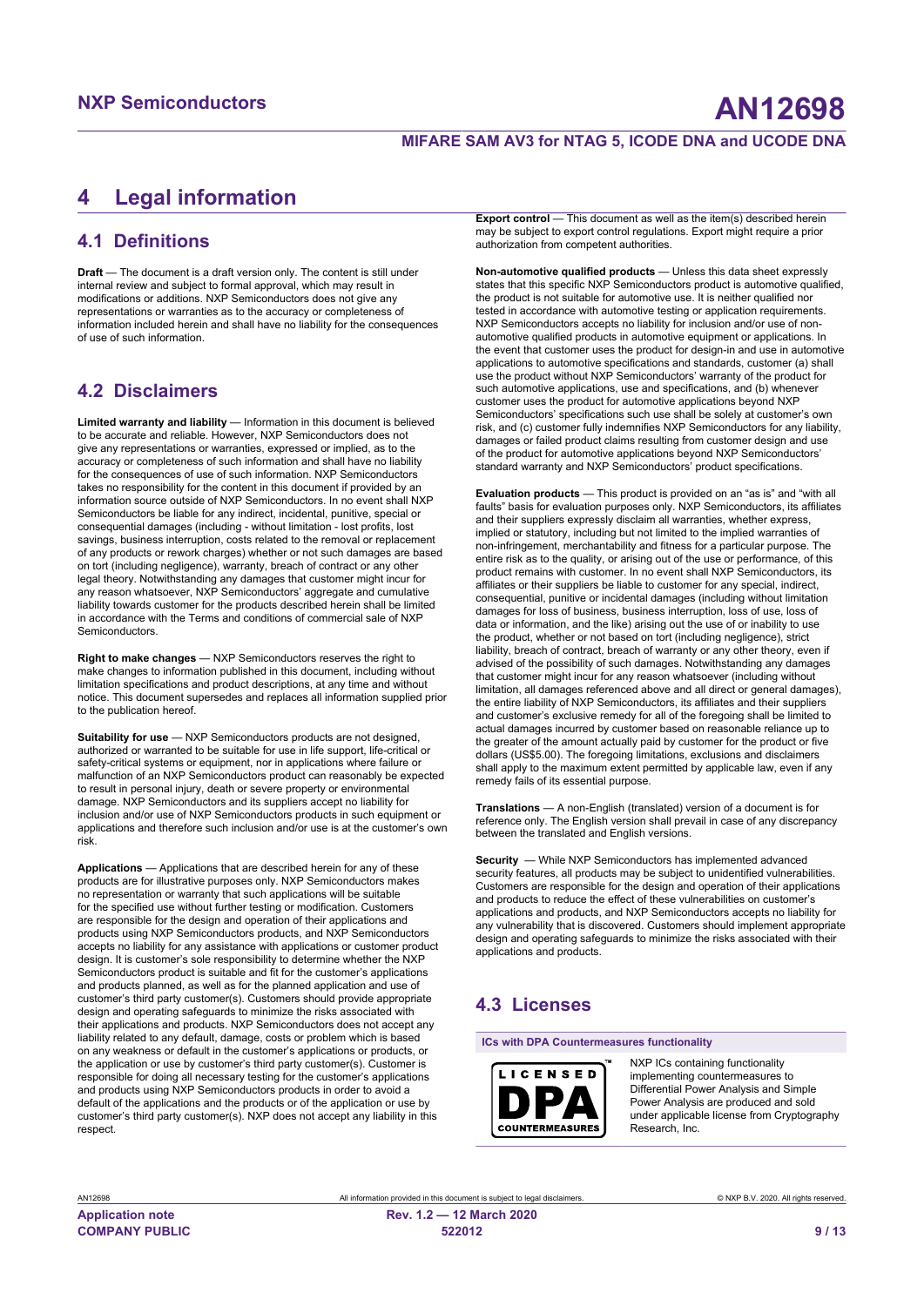# 4 Legal information

## 4.1 Definitions

**Draft** — The document is a draft version only. The content is still under internal review and subject to formal approval, which may result in modifications or additions. NXP Semiconductors does not give any representations or warranties as to the accuracy or completeness of information included herein and shall have no liability for the consequences of use of such information.

## 4.2 Disclaimers

**Limited warranty and liability** — Information in this document is believed to be accurate and reliable. However, NXP Semiconductors does not give any representations or warranties, expressed or implied, as to the accuracy or completeness of such information and shall have no liability for the consequences of use of such information. NXP Semiconductors takes no responsibility for the content in this document if provided by an information source outside of NXP Semiconductors. In no event shall NXP Semiconductors be liable for any indirect, incidental, punitive, special or consequential damages (including - without limitation - lost profits, lost savings, business interruption, costs related to the removal or replacement of any products or rework charges) whether or not such damages are based on tort (including negligence), warranty, breach of contract or any other legal theory. Notwithstanding any damages that customer might incur for any reason whatsoever, NXP Semiconductors' aggregate and cumulative liability towards customer for the products described herein shall be limited in accordance with the Terms and conditions of commercial sale of NXP Semiconductors.

**Right to make changes** — NXP Semiconductors reserves the right to make changes to information published in this document, including without limitation specifications and product descriptions, at any time and without notice. This document supersedes and replaces all information supplied prior to the publication hereof.

**Suitability for use** — NXP Semiconductors products are not designed, authorized or warranted to be suitable for use in life support, life-critical or safety-critical systems or equipment, nor in applications where failure or malfunction of an NXP Semiconductors product can reasonably be expected to result in personal injury, death or severe property or environmental damage. NXP Semiconductors and its suppliers accept no liability for inclusion and/or use of NXP Semiconductors products in such equipment or applications and therefore such inclusion and/or use is at the customer's own risk.

**Applications** — Applications that are described herein for any of these products are for illustrative purposes only. NXP Semiconductors makes no representation or warranty that such applications will be suitable for the specified use without further testing or modification. Customers are responsible for the design and operation of their applications and products using NXP Semiconductors products, and NXP Semiconductors accepts no liability for any assistance with applications or customer product design. It is customer's sole responsibility to determine whether the NXP Semiconductors product is suitable and fit for the customer's applications and products planned, as well as for the planned application and use of customer's third party customer(s). Customers should provide appropriate design and operating safeguards to minimize the risks associated with their applications and products. NXP Semiconductors does not accept any liability related to any default, damage, costs or problem which is based on any weakness or default in the customer's applications or products, or the application or use by customer's third party customer(s). Customer is responsible for doing all necessary testing for the customer's applications and products using NXP Semiconductors products in order to avoid a default of the applications and the products or of the application or use by customer's third party customer(s). NXP does not accept any liability in this respect.

**Export control** — This document as well as the item(s) described herein may be subject to export control regulations. Export might require a prior authorization from competent authorities.

**Non-automotive qualified products** — Unless this data sheet expressly states that this specific NXP Semiconductors product is automotive qualified, the product is not suitable for automotive use. It is neither qualified nor tested in accordance with automotive testing or application requirements. NXP Semiconductors accepts no liability for inclusion and/or use of non-automotive qualified products in automotive equipment or applications. In the event that customer uses the product for design-in and use in automotive applications to automotive specifications and standards, customer (a) shall use the product without NXP Semiconductors' warranty of the product for such automotive applications, use and specifications, and (b) whenever customer uses the product for automotive applications beyond NXP Semiconductors' specifications such use shall be solely at customer's own risk, and (c) customer fully indemnifies NXP Semiconductors for any liability, damages or failed product claims resulting from customer design and use of the product for automotive applications beyond NXP Semiconductors' standard warranty and NXP Semiconductors' product specifications.

**Evaluation products** — This product is provided on an "as is" and "with all faults" basis for evaluation purposes only. NXP Semiconductors, its affiliates and their suppliers expressly disclaim all warranties, whether express, implied or statutory, including but not limited to the implied warranties of non-infringement, merchantability and fitness for a particular purpose. The entire risk as to the quality, or arising out of the use or performance, of this product remains with customer. In no event shall NXP Semiconductors, its affiliates or their suppliers be liable to customer for any special, indirect, consequential, punitive or incidental damages (including without limitation damages for loss of business, business interruption, loss of use, loss of data or information, and the like) arising out the use of or inability to use the product, whether or not based on tort (including negligence), strict liability, breach of contract, breach of warranty or any other theory, even if advised of the possibility of such damages. Notwithstanding any damages that customer might incur for any reason whatsoever (including without limitation, all damages referenced above and all direct or general damages), the entire liability of NXP Semiconductors, its affiliates and their suppliers and customer's exclusive remedy for all of the foregoing shall be limited to actual damages incurred by customer based on reasonable reliance up to the greater of the amount actually paid by customer for the product or five dollars (US$5.00). The foregoing limitations, exclusions and disclaimers shall apply to the maximum extent permitted by applicable law, even if any remedy fails of its essential purpose.

**Translations** — A non-English (translated) version of a document is for reference only. The English version shall prevail in case of any discrepancy between the translated and English versions.

**Security** — While NXP Semiconductors has implemented advanced security features, all products may be subject to unidentified vulnerabilities. Customers are responsible for the design and operation of their applications and products to reduce the effect of these vulnerabilities on customer's applications and products, and NXP Semiconductors accepts no liability for any vulnerability that is discovered. Customers should implement appropriate design and operating safeguards to minimize the risks associated with their applications and products.

## 4.3 Licenses

**ICs with DPA Countermeasures functionality**

NXP ICs containing functionality implementing countermeasures to Differential Power Analysis and Simple Power Analysis are produced and sold under applicable license from Cryptography Research, Inc.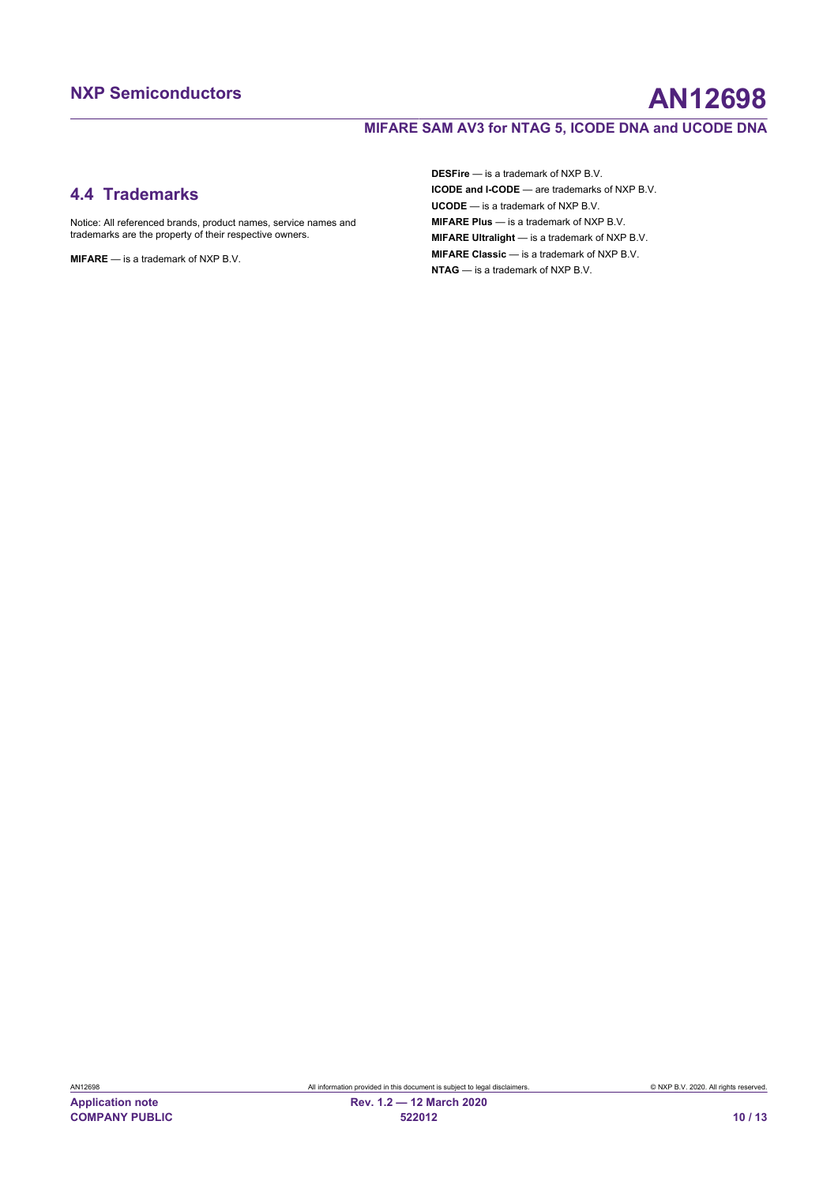## 4.4 Trademarks

Notice: All referenced brands, product names, service names and trademarks are the property of their respective owners.

**MIFARE** — is a trademark of NXP B.V.

**DESFire** — is a trademark of NXP B.V.

**ICODE and I-CODE** — are trademarks of NXP B.V.

**UCODE** — is a trademark of NXP B.V.

**MIFARE Plus** — is a trademark of NXP B.V.

**MIFARE Ultralight** — is a trademark of NXP B.V.

**MIFARE Classic** — is a trademark of NXP B.V.

**NTAG** — is a trademark of NXP B.V.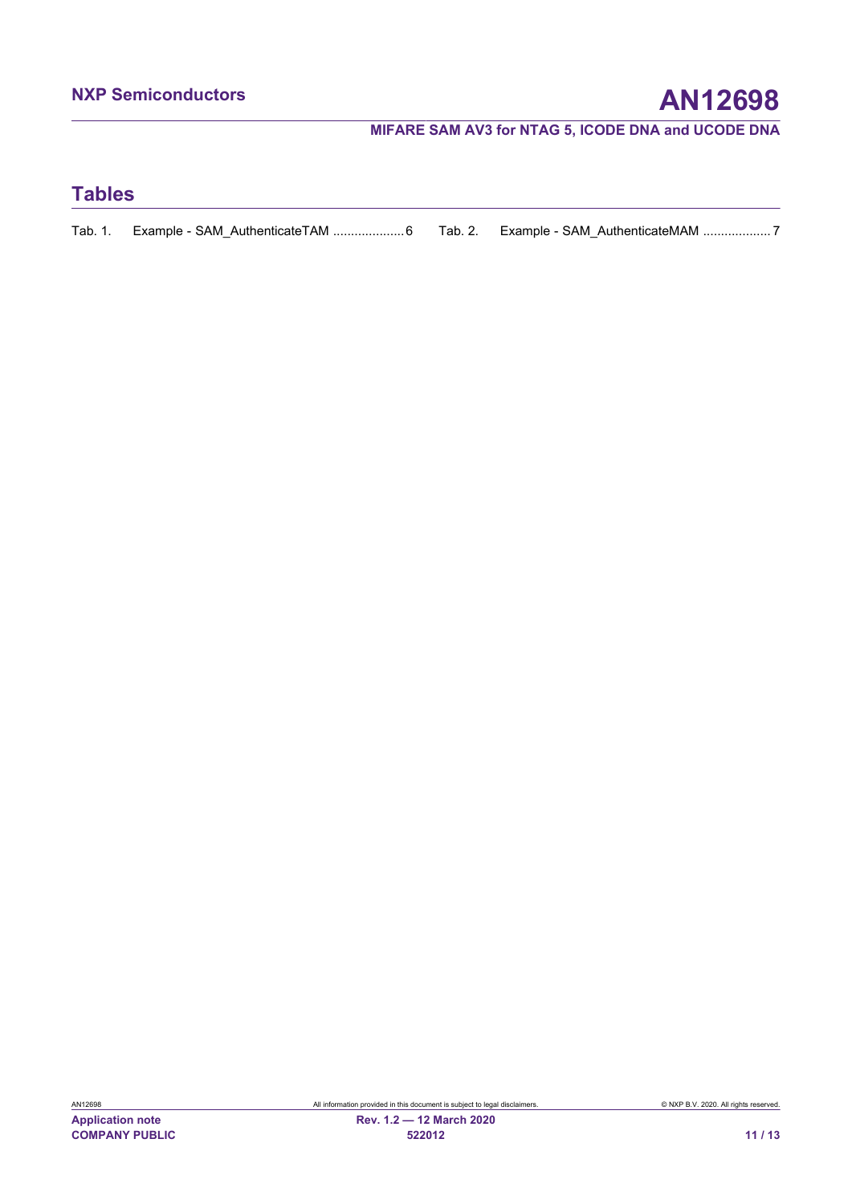## Tables

Tab. 1. Example - SAM_AuthenticateTAM ....................6

Tab. 2. Example - SAM_AuthenticateMAM ...................7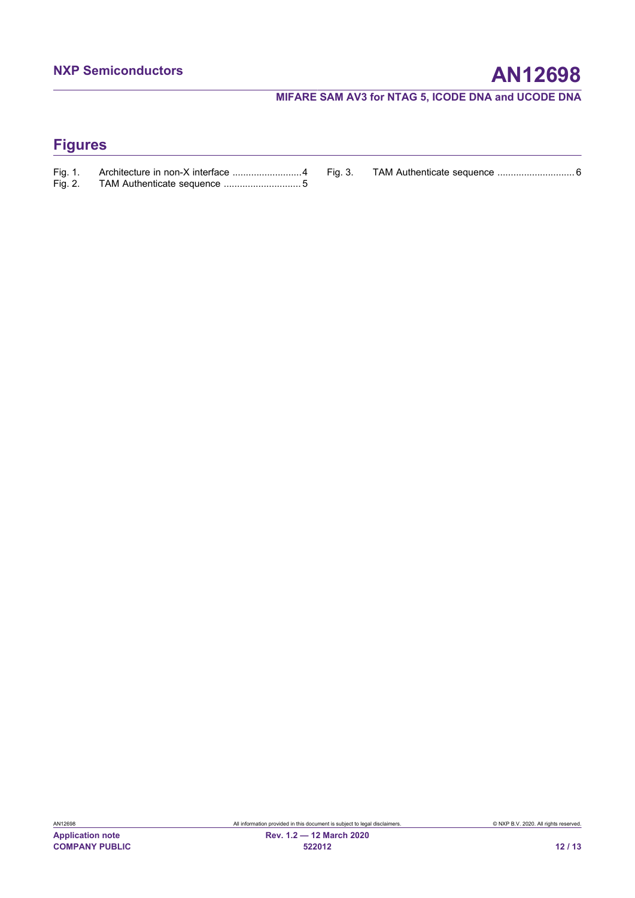# Figures

Fig. 1. Architecture in non-X interface ..........................4

Fig. 2. TAM Authenticate sequence ............................5

Fig. 3. TAM Authenticate sequence ............................6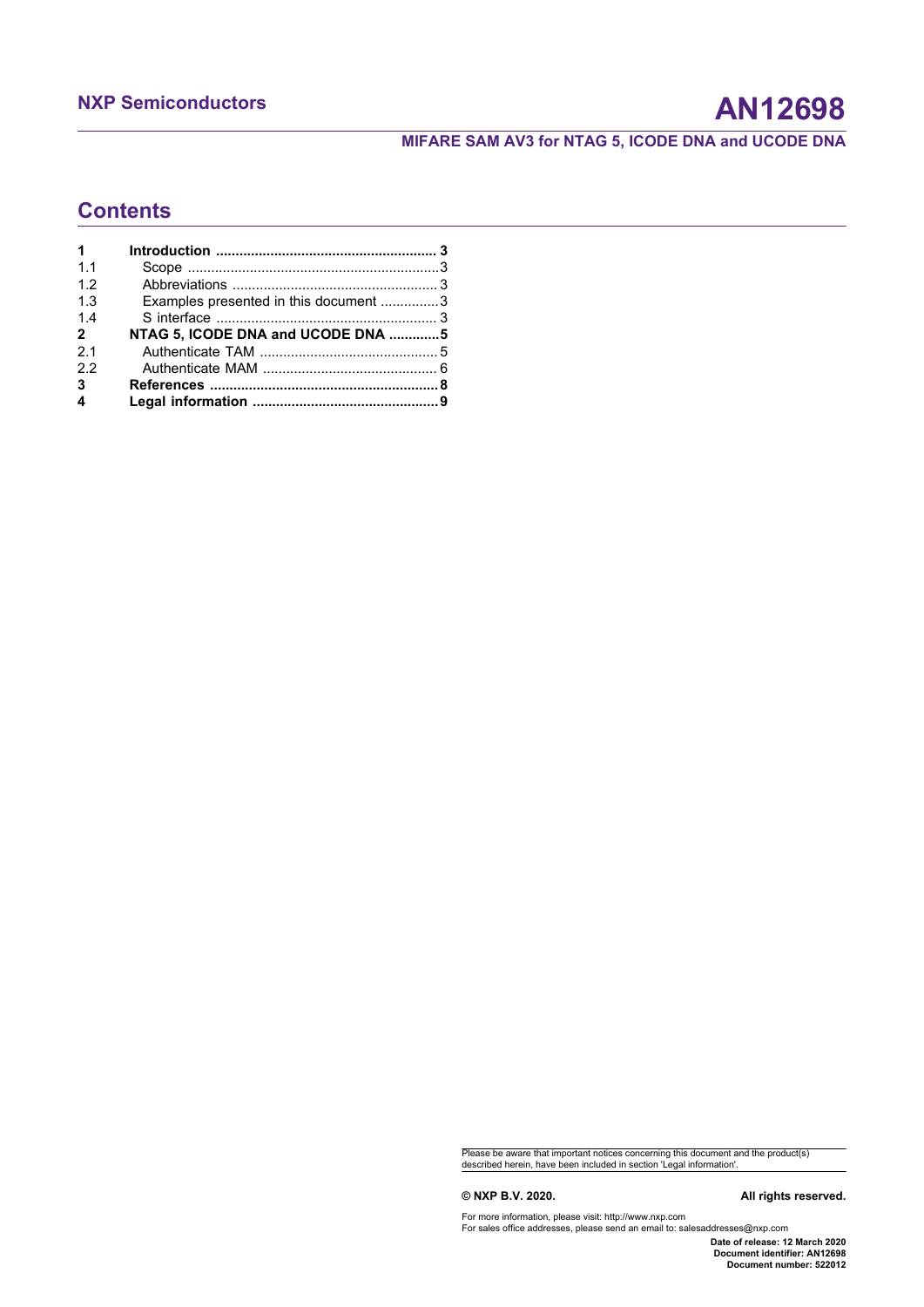## Contents

| | | |
|---|---|---|
| **1** | **Introduction** | **3** |
| 1.1 | Scope | 3 |
| 1.2 | Abbreviations | 3 |
| 1.3 | Examples presented in this document | 3 |
| 1.4 | S interface | 3 |
| **2** | **NTAG 5, ICODE DNA and UCODE DNA** | **5** |
| 2.1 | Authenticate TAM | 5 |
| 2.2 | Authenticate MAM | 6 |
| **3** | **References** | **8** |
| **4** | **Legal information** | **9** |

Please be aware that important notices concerning this document and the product(s) described herein, have been included in section 'Legal information'.

**© NXP B.V. 2020. All rights reserved.**

For more information, please visit: http://www.nxp.com
For sales office addresses, please send an email to: salesaddresses@nxp.com

**Date of release: 12 March 2020**
**Document identifier: AN12698**
**Document number: 522012**